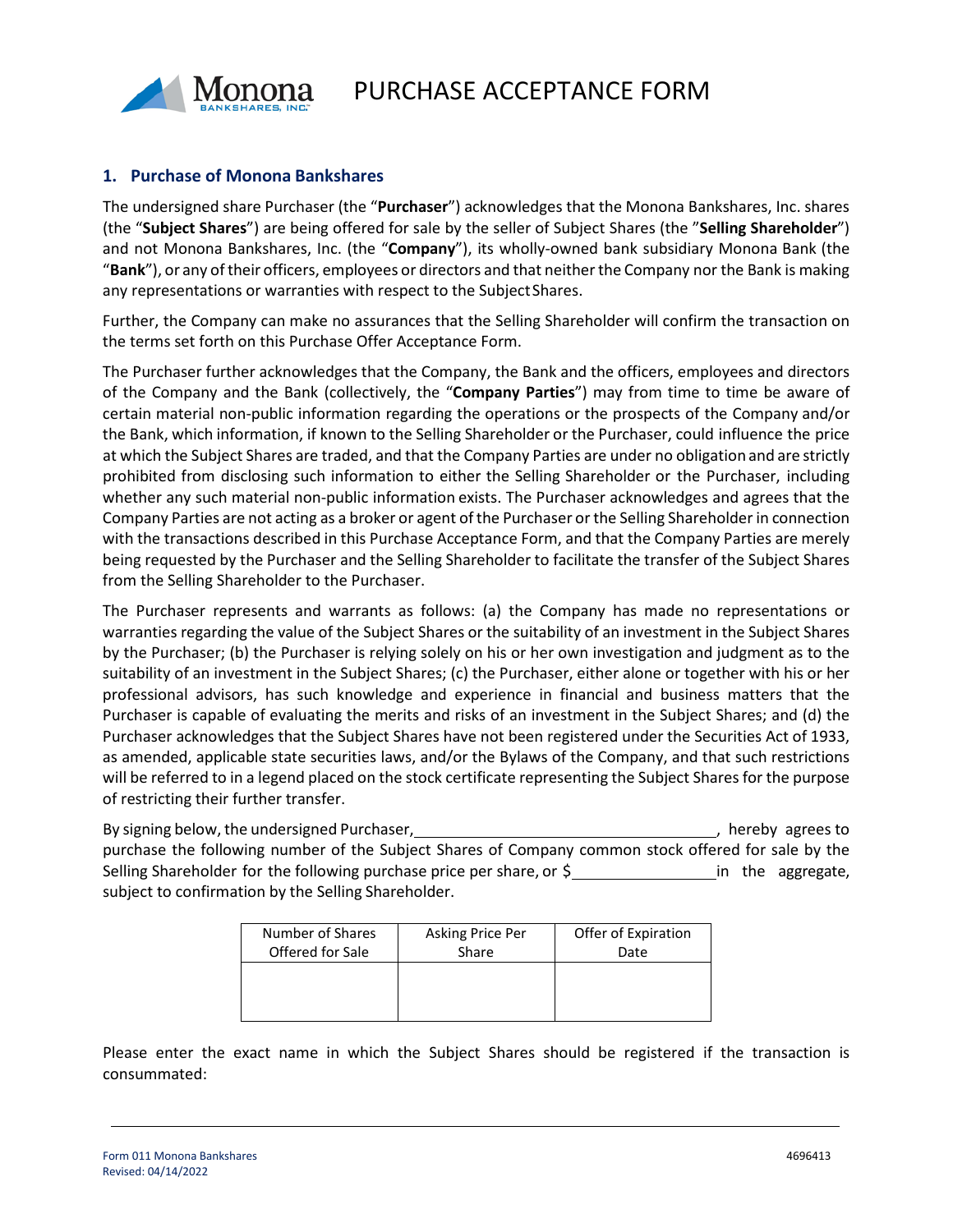# PURCHASE ACCEPTANCE FORM

## 1. Purchase of Monona Bankshares

The undersigned share Purchaser (the "**Purchaser**") acknowledges that the Monona Bankshares, Inc. shares (the "**Subject Shares**") are being offered for sale by the seller of Subject Shares (the "**Selling Shareholder**") and not Monona Bankshares, Inc. (the "**Company**"), its wholly-owned bank subsidiary Monona Bank (the "**Bank**"), or any of their officers, employees or directors and that neither the Company nor the Bank is making any representations or warranties with respect to the Subject Shares.

Further, the Company can make no assurances that the Selling Shareholder will confirm the transaction on the terms set forth on this Purchase Offer Acceptance Form.

The Purchaser further acknowledges that the Company, the Bank and the officers, employees and directors of the Company and the Bank (collectively, the "**Company Parties**") may from time to time be aware of certain material non-public information regarding the operations or the prospects of the Company and/or the Bank, which information, if known to the Selling Shareholder or the Purchaser, could influence the price at which the Subject Shares are traded, and that the Company Parties are under no obligation and are strictly prohibited from disclosing such information to either the Selling Shareholder or the Purchaser, including whether any such material non-public information exists. The Purchaser acknowledges and agrees that the Company Parties are not acting as a broker or agent of the Purchaser or the Selling Shareholder in connection with the transactions described in this Purchase Acceptance Form, and that the Company Parties are merely being requested by the Purchaser and the Selling Shareholder to facilitate the transfer of the Subject Shares from the Selling Shareholder to the Purchaser.

The Purchaser represents and warrants as follows: (a) the Company has made no representations or warranties regarding the value of the Subject Shares or the suitability of an investment in the Subject Shares by the Purchaser; (b) the Purchaser is relying solely on his or her own investigation and judgment as to the suitability of an investment in the Subject Shares; (c) the Purchaser, either alone or together with his or her professional advisors, has such knowledge and experience in financial and business matters that the Purchaser is capable of evaluating the merits and risks of an investment in the Subject Shares; and (d) the Purchaser acknowledges that the Subject Shares have not been registered under the Securities Act of 1933, as amended, applicable state securities laws, and/or the Bylaws of the Company, and that such restrictions will be referred to in a legend placed on the stock certificate representing the Subject Shares for the purpose of restricting their further transfer.

By signing below, the undersigned Purchaser, ______________________________, hereby agrees to purchase the following number of the Subject Shares of Company common stock offered for sale by the Selling Shareholder for the following purchase price per share, or $______________ in the aggregate, subject to confirmation by the Selling Shareholder.

| Number of Shares Offered for Sale | Asking Price Per Share | Offer of Expiration Date |
|---|---|---|
| | | |

Please enter the exact name in which the Subject Shares should be registered if the transaction is consummated:

______________________________________________________________________

Form 011 Monona Bankshares
Revised: 04/14/2022

4696413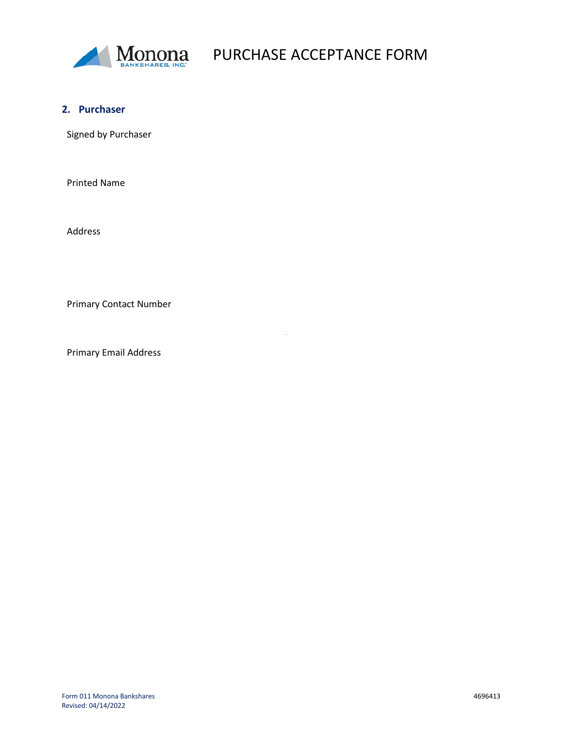# PURCHASE ACCEPTANCE FORM

## 2. Purchaser

Signed by Purchaser

Printed Name

Address

Primary Contact Number

Primary Email Address

Form 011 Monona Bankshares
Revised: 04/14/2022

4696413